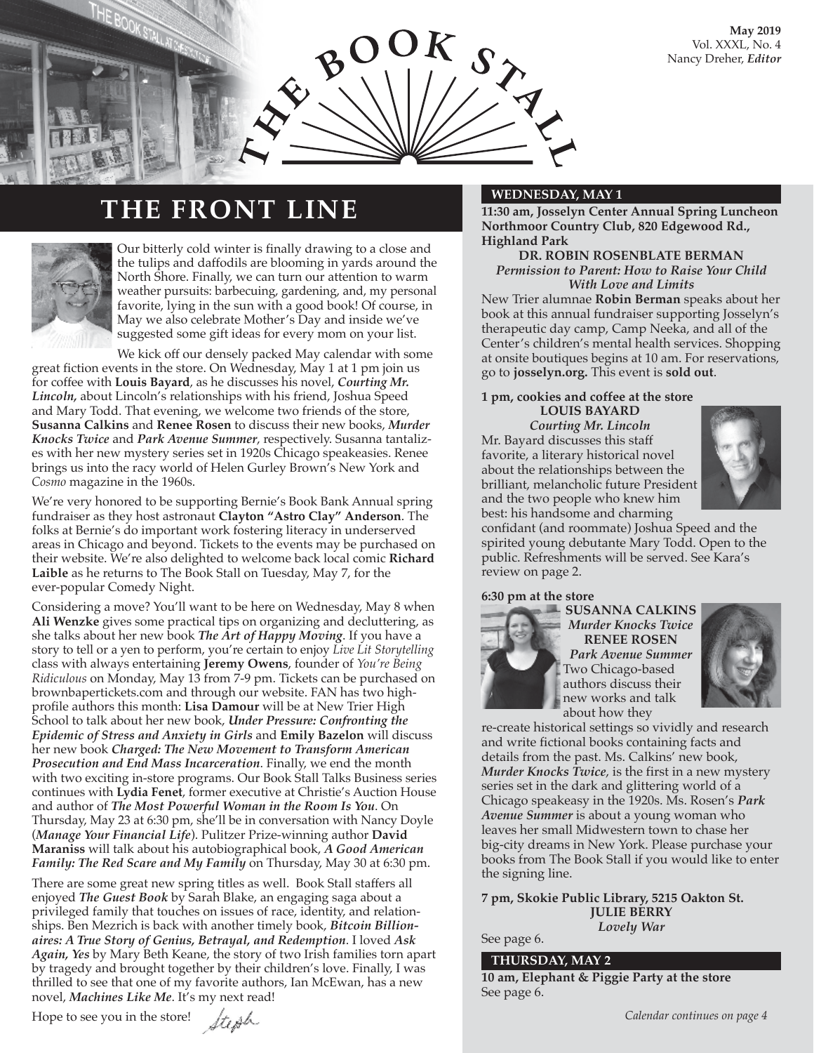# THE BOOK STALL

**May 2019**
Vol. XXXL, No. 4
Nancy Dreher, *Editor*

## THE FRONT LINE

Our bitterly cold winter is finally drawing to a close and the tulips and daffodils are blooming in yards around the North Shore. Finally, we can turn our attention to warm weather pursuits: barbecuing, gardening, and, my personal favorite, lying in the sun with a good book! Of course, in May we also celebrate Mother's Day and inside we've suggested some gift ideas for every mom on your list.

We kick off our densely packed May calendar with some great fiction events in the store. On Wednesday, May 1 at 1 pm join us for coffee with **Louis Bayard**, as he discusses his novel, ***Courting Mr. Lincoln,*** about Lincoln's relationships with his friend, Joshua Speed and Mary Todd. That evening, we welcome two friends of the store, **Susanna Calkins** and **Renee Rosen** to discuss their new books, ***Murder Knocks Twice*** and ***Park Avenue Summer***, respectively. Susanna tantalizes with her new mystery series set in 1920s Chicago speakeasies. Renee brings us into the racy world of Helen Gurley Brown's New York and *Cosmo* magazine in the 1960s.

We're very honored to be supporting Bernie's Book Bank Annual spring fundraiser as they host astronaut **Clayton "Astro Clay" Anderson**. The folks at Bernie's do important work fostering literacy in underserved areas in Chicago and beyond. Tickets to the events may be purchased on their website. We're also delighted to welcome back local comic **Richard Laible** as he returns to The Book Stall on Tuesday, May 7, for the ever-popular Comedy Night.

Considering a move? You'll want to be here on Wednesday, May 8 when **Ali Wenzke** gives some practical tips on organizing and decluttering, as she talks about her new book ***The Art of Happy Moving***. If you have a story to tell or a yen to perform, you're certain to enjoy *Live Lit Storytelling* class with always entertaining **Jeremy Owens**, founder of *You're Being Ridiculous* on Monday, May 13 from 7-9 pm. Tickets can be purchased on brownbaperticets.com and through our website. FAN has two high-profile authors this month: **Lisa Damour** will be at New Trier High School to talk about her new book, ***Under Pressure: Confronting the Epidemic of Stress and Anxiety in Girls*** and **Emily Bazelon** will discuss her new book ***Charged: The New Movement to Transform American Prosecution and End Mass Incarceration***. Finally, we end the month with two exciting in-store programs. Our Book Stall Talks Business series continues with **Lydia Fenet**, former executive at Christie's Auction House and author of ***The Most Powerful Woman in the Room Is You***. On Thursday, May 23 at 6:30 pm, she'll be in conversation with Nancy Doyle (***Manage Your Financial Life***). Pulitzer Prize-winning author **David Maraniss** will talk about his autobiographical book, ***A Good American Family: The Red Scare and My Family*** on Thursday, May 30 at 6:30 pm.

There are some great new spring titles as well. Book Stall staffers all enjoyed ***The Guest Book*** by Sarah Blake, an engaging saga about a privileged family that touches on issues of race, identity, and relationships. Ben Mezrich is back with another timely book, ***Bitcoin Billionaires: A True Story of Genius, Betrayal, and Redemption***. I loved ***Ask Again, Yes*** by Mary Beth Keane, the story of two Irish families torn apart by tragedy and brought together by their children's love. Finally, I was thrilled to see that one of my favorite authors, Ian McEwan, has a new novel, ***Machines Like Me***. It's my next read!

Hope to see you in the store! *Steph*

### WEDNESDAY, MAY 1

**11:30 am, Josselyn Center Annual Spring Luncheon Northmoor Country Club, 820 Edgewood Rd., Highland Park**

**DR. ROBIN ROSENBLATE BERMAN**
***Permission to Parent: How to Raise Your Child With Love and Limits***

New Trier alumnae **Robin Berman** speaks about her book at this annual fundraiser supporting Josselyn's therapeutic day camp, Camp Neeka, and all of the Center's children's mental health services. Shopping at onsite boutiques begins at 10 am. For reservations, go to **josselyn.org.** This event is **sold out**.

**1 pm, cookies and coffee at the store**

**LOUIS BAYARD**
***Courting Mr. Lincoln***

Mr. Bayard discusses this staff favorite, a literary historical novel about the relationships between the brilliant, melancholic future President and the two people who knew him best: his handsome and charming confidant (and roommate) Joshua Speed and the spirited young debutante Mary Todd. Open to the public. Refreshments will be served. See Kara's review on page 2.

**6:30 pm at the store**

**SUSANNA CALKINS**
***Murder Knocks Twice***
**RENEE ROSEN**
***Park Avenue Summer***

Two Chicago-based authors discuss their new works and talk about how they re-create historical settings so vividly and research and write fictional books containing facts and details from the past. Ms. Calkins' new book, ***Murder Knocks Twice***, is the first in a new mystery series set in the dark and glittering world of a Chicago speakeasy in the 1920s. Ms. Rosen's ***Park Avenue Summer*** is about a young woman who leaves her small Midwestern town to chase her big-city dreams in New York. Please purchase your books from The Book Stall if you would like to enter the signing line.

**7 pm, Skokie Public Library, 5215 Oakton St.**

**JULIE BERRY**
***Lovely War***

See page 6.

### THURSDAY, MAY 2

**10 am, Elephant & Piggie Party at the store**
See page 6.

*Calendar continues on page 4*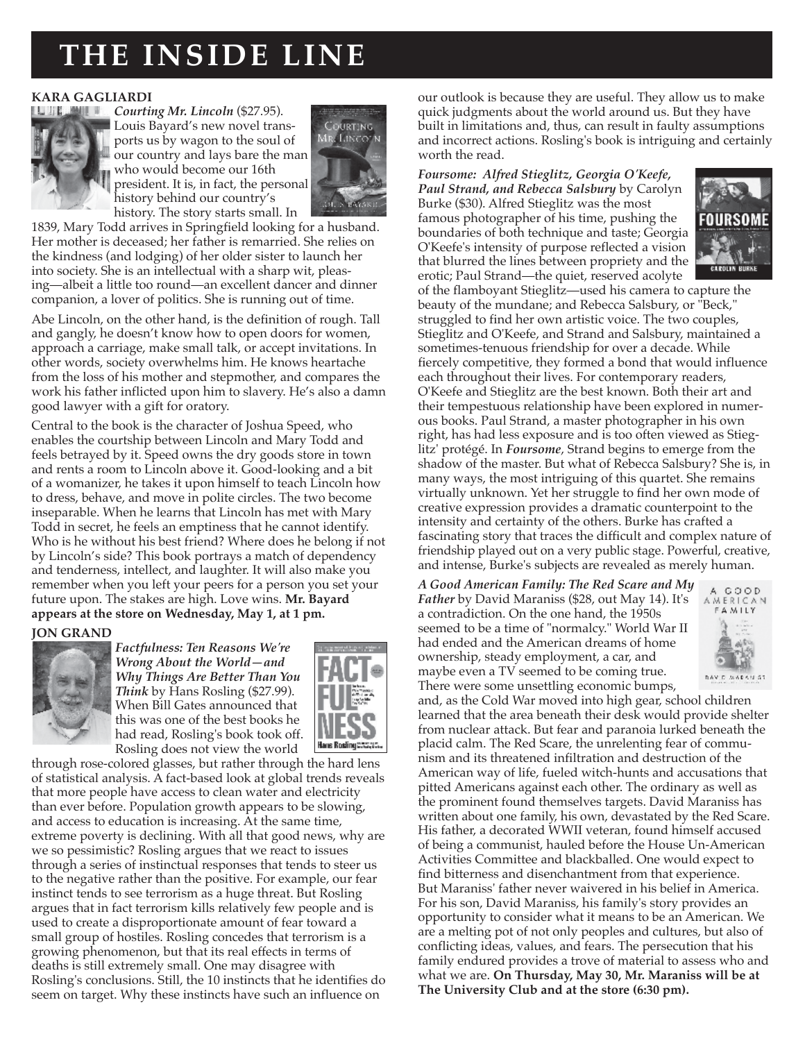# THE INSIDE LINE

**KARA GAGLIARDI**

***Courting Mr. Lincoln*** ($27.95). Louis Bayard's new novel transports us by wagon to the soul of our country and lays bare the man who would become our 16th president. It is, in fact, the personal history behind our country's history. The story starts small. In 1839, Mary Todd arrives in Springfield looking for a husband. Her mother is deceased; her father is remarried. She relies on the kindness (and lodging) of her older sister to launch her into society. She is an intellectual with a sharp wit, pleasing—albeit a little too round—an excellent dancer and dinner companion, a lover of politics. She is running out of time.

Abe Lincoln, on the other hand, is the definition of rough. Tall and gangly, he doesn't know how to open doors for women, approach a carriage, make small talk, or accept invitations. In other words, society overwhelms him. He knows heartache from the loss of his mother and stepmother, and compares the work his father inflicted upon him to slavery. He's also a damn good lawyer with a gift for oratory.

Central to the book is the character of Joshua Speed, who enables the courtship between Lincoln and Mary Todd and feels betrayed by it. Speed owns the dry goods store in town and rents a room to Lincoln above it. Good-looking and a bit of a womanizer, he takes it upon himself to teach Lincoln how to dress, behave, and move in polite circles. The two become inseparable. When he learns that Lincoln has met with Mary Todd in secret, he feels an emptiness that he cannot identify. Who is he without his best friend? Where does he belong if not by Lincoln's side? This book portrays a match of dependency and tenderness, intellect, and laughter. It will also make you remember when you left your peers for a person you set your future upon. The stakes are high. Love wins. **Mr. Bayard appears at the store on Wednesday, May 1, at 1 pm.**

**JON GRAND**

***Factfulness: Ten Reasons We're Wrong About the World—and Why Things Are Better Than You Think*** by Hans Rosling ($27.99). When Bill Gates announced that this was one of the best books he had read, Rosling's book took off. Rosling does not view the world through rose-colored glasses, but rather through the hard lens of statistical analysis. A fact-based look at global trends reveals that more people have access to clean water and electricity than ever before. Population growth appears to be slowing, and access to education is increasing. At the same time, extreme poverty is declining. With all that good news, why are we so pessimistic? Rosling argues that we react to issues through a series of instinctual responses that tends to steer us to the negative rather than the positive. For example, our fear instinct tends to see terrorism as a huge threat. But Rosling argues that in fact terrorism kills relatively few people and is used to create a disproportionate amount of fear toward a small group of hostiles. Rosling concedes that terrorism is a growing phenomenon, but that its real effects in terms of deaths is still extremely small. One may disagree with Rosling's conclusions. Still, the 10 instincts that he identifies do seem on target. Why these instincts have such an influence on our outlook is because they are useful. They allow us to make quick judgments about the world around us. But they have built in limitations and, thus, can result in faulty assumptions and incorrect actions. Rosling's book is intriguing and certainly worth the read.

***Foursome: Alfred Stieglitz, Georgia O'Keefe, Paul Strand, and Rebecca Salsbury*** by Carolyn Burke ($30). Alfred Stieglitz was the most famous photographer of his time, pushing the boundaries of both technique and taste; Georgia O'Keefe's intensity of purpose reflected a vision that blurred the lines between propriety and the erotic; Paul Strand—the quiet, reserved acolyte of the flamboyant Stieglitz—used his camera to capture the beauty of the mundane; and Rebecca Salsbury, or "Beck," struggled to find her own artistic voice. The two couples, Stieglitz and O'Keefe, and Strand and Salsbury, maintained a sometimes-tenuous friendship for over a decade. While fiercely competitive, they formed a bond that would influence each throughout their lives. For contemporary readers, O'Keefe and Stieglitz are the best known. Both their art and their tempestuous relationship have been explored in numerous books. Paul Strand, a master photographer in his own right, has had less exposure and is too often viewed as Stieglitz' protégé. In ***Foursome***, Strand begins to emerge from the shadow of the master. But what of Rebecca Salsbury? She is, in many ways, the most intriguing of this quartet. She remains virtually unknown. Yet her struggle to find her own mode of creative expression provides a dramatic counterpoint to the intensity and certainty of the others. Burke has crafted a fascinating story that traces the difficult and complex nature of friendship played out on a very public stage. Powerful, creative, and intense, Burke's subjects are revealed as merely human.

***A Good American Family: The Red Scare and My Father*** by David Maraniss ($28, out May 14). It's a contradiction. On the one hand, the 1950s seemed to be a time of "normalcy." World War II had ended and the American dreams of home ownership, steady employment, a car, and maybe even a TV seemed to be coming true. There were some unsettling economic bumps, and, as the Cold War moved into high gear, school children learned that the area beneath their desk would provide shelter from nuclear attack. But fear and paranoia lurked beneath the placid calm. The Red Scare, the unrelenting fear of communism and its threatened infiltration and destruction of the American way of life, fueled witch-hunts and accusations that pitted Americans against each other. The ordinary as well as the prominent found themselves targets. David Maraniss has written about one family, his own, devastated by the Red Scare. His father, a decorated WWII veteran, found himself accused of being a communist, hauled before the House Un-American Activities Committee and blackballed. One would expect to find bitterness and disenchantment from that experience. But Maraniss' father never waivered in his belief in America. For his son, David Maraniss, his family's story provides an opportunity to consider what it means to be an American. We are a melting pot of not only peoples and cultures, but also of conflicting ideas, values, and fears. The persecution that his family endured provides a trove of material to assess who and what we are. **On Thursday, May 30, Mr. Maraniss will be at The University Club and at the store (6:30 pm).**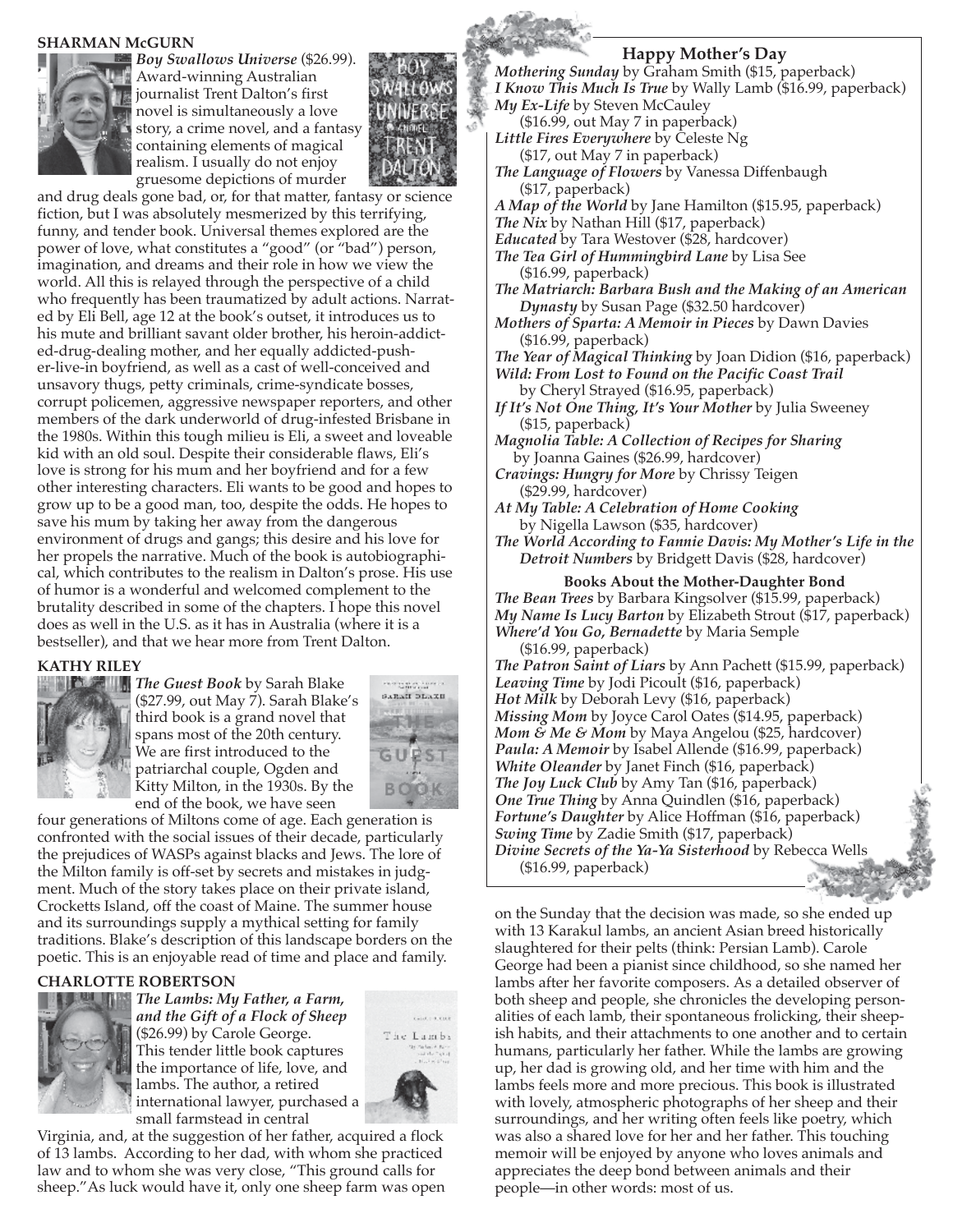### SHARMAN McGURN

***Boy Swallows Universe*** ($26.99). Award-winning Australian journalist Trent Dalton's first novel is simultaneously a love story, a crime novel, and a fantasy containing elements of magical realism. I usually do not enjoy gruesome depictions of murder and drug deals gone bad, or, for that matter, fantasy or science fiction, but I was absolutely mesmerized by this terrifying, funny, and tender book. Universal themes explored are the power of love, what constitutes a "good" (or "bad") person, imagination, and dreams and their role in how we view the world. All this is relayed through the perspective of a child who frequently has been traumatized by adult actions. Narrated by Eli Bell, age 12 at the book's outset, it introduces us to his mute and brilliant savant older brother, his heroin-addicted-drug-dealing mother, and her equally addicted-pusher-live-in boyfriend, as well as a cast of well-conceived and unsavory thugs, petty criminals, crime-syndicate bosses, corrupt policemen, aggressive newspaper reporters, and other members of the dark underworld of drug-infested Brisbane in the 1980s. Within this tough milieu is Eli, a sweet and loveable kid with an old soul. Despite their considerable flaws, Eli's love is strong for his mum and her boyfriend and for a few other interesting characters. Eli wants to be good and hopes to grow up to be a good man, too, despite the odds. He hopes to save his mum by taking her away from the dangerous environment of drugs and gangs; this desire and his love for her propels the narrative. Much of the book is autobiographical, which contributes to the realism in Dalton's prose. His use of humor is a wonderful and welcomed complement to the brutality described in some of the chapters. I hope this novel does as well in the U.S. as it has in Australia (where it is a bestseller), and that we hear more from Trent Dalton.

### KATHY RILEY

***The Guest Book*** by Sarah Blake ($27.99, out May 7). Sarah Blake's third book is a grand novel that spans most of the 20th century. We are first introduced to the patriarchal couple, Ogden and Kitty Milton, in the 1930s. By the end of the book, we have seen four generations of Miltons come of age. Each generation is confronted with the social issues of their decade, particularly the prejudices of WASPs against blacks and Jews. The lore of the Milton family is off-set by secrets and mistakes in judgment. Much of the story takes place on their private island, Crocketts Island, off the coast of Maine. The summer house and its surroundings supply a mythical setting for family traditions. Blake's description of this landscape borders on the poetic. This is an enjoyable read of time and place and family.

### CHARLOTTE ROBERTSON

***The Lambs: My Father, a Farm, and the Gift of a Flock of Sheep*** ($26.99) by Carole George. This tender little book captures the importance of life, love, and lambs. The author, a retired international lawyer, purchased a small farmstead in central Virginia, and, at the suggestion of her father, acquired a flock of 13 lambs. According to her dad, with whom she practiced law and to whom she was very close, "This ground calls for sheep." As luck would have it, only one sheep farm was open on the Sunday that the decision was made, so she ended up with 13 Karakul lambs, an ancient Asian breed historically slaughtered for their pelts (think: Persian Lamb). Carole George had been a pianist since childhood, so she named her lambs after her favorite composers. As a detailed observer of both sheep and people, she chronicles the developing personalities of each lamb, their spontaneous frolicking, their sheepish habits, and their attachments to one another and to certain humans, particularly her father. While the lambs are growing up, her dad is growing old, and her time with him and the lambs feels more and more precious. This book is illustrated with lovely, atmospheric photographs of her sheep and their surroundings, and her writing often feels like poetry, which was also a shared love for her and her father. This touching memoir will be enjoyed by anyone who loves animals and appreciates the deep bond between animals and their people—in other words: most of us.

## Happy Mother's Day

***Mothering Sunday*** by Graham Smith ($15, paperback)
***I Know This Much Is True*** by Wally Lamb ($16.99, paperback)
***My Ex-Life*** by Steven McCauley ($16.99, out May 7 in paperback)
***Little Fires Everywhere*** by Celeste Ng ($17, out May 7 in paperback)
***The Language of Flowers*** by Vanessa Diffenbaugh ($17, paperback)
***A Map of the World*** by Jane Hamilton ($15.95, paperback)
***The Nix*** by Nathan Hill ($17, paperback)
***Educated*** by Tara Westover ($28, hardcover)
***The Tea Girl of Hummingbird Lane*** by Lisa See ($16.99, paperback)
***The Matriarch: Barbara Bush and the Making of an American Dynasty*** by Susan Page ($32.50 hardcover)
***Mothers of Sparta: A Memoir in Pieces*** by Dawn Davies ($16.99, paperback)
***The Year of Magical Thinking*** by Joan Didion ($16, paperback)
***Wild: From Lost to Found on the Pacific Coast Trail*** by Cheryl Strayed ($16.95, paperback)
***If It's Not One Thing, It's Your Mother*** by Julia Sweeney ($15, paperback)
***Magnolia Table: A Collection of Recipes for Sharing*** by Joanna Gaines ($26.99, hardcover)
***Cravings: Hungry for More*** by Chrissy Teigen ($29.99, hardcover)
***At My Table: A Celebration of Home Cooking*** by Nigella Lawson ($35, hardcover)
***The World According to Fannie Davis: My Mother's Life in the Detroit Numbers*** by Bridgett Davis ($28, hardcover)

### Books About the Mother-Daughter Bond

***The Bean Trees*** by Barbara Kingsolver ($15.99, paperback)
***My Name Is Lucy Barton*** by Elizabeth Strout ($17, paperback)
***Where'd You Go, Bernadette*** by Maria Semple ($16.99, paperback)
***The Patron Saint of Liars*** by Ann Pachett ($15.99, paperback)
***Leaving Time*** by Jodi Picoult ($16, paperback)
***Hot Milk*** by Deborah Levy ($16, paperback)
***Missing Mom*** by Joyce Carol Oates ($14.95, paperback)
***Mom & Me & Mom*** by Maya Angelou ($25, hardcover)
***Paula: A Memoir*** by Isabel Allende ($16.99, paperback)
***White Oleander*** by Janet Finch ($16, paperback)
***The Joy Luck Club*** by Amy Tan ($16, paperback)
***One True Thing*** by Anna Quindlen ($16, paperback)
***Fortune's Daughter*** by Alice Hoffman ($16, paperback)
***Swing Time*** by Zadie Smith ($17, paperback)
***Divine Secrets of the Ya-Ya Sisterhood*** by Rebecca Wells ($16.99, paperback)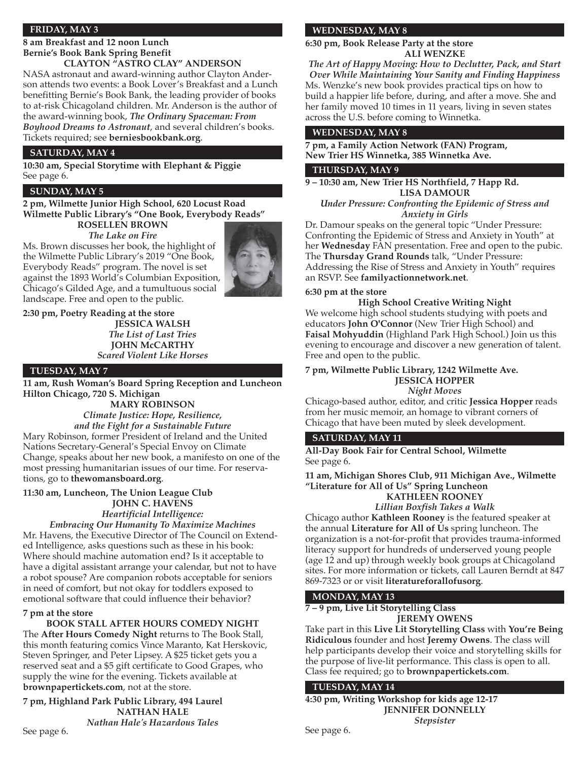## FRIDAY, MAY 3

**8 am Breakfast and 12 noon Lunch**
**Bernie's Book Bank Spring Benefit**
**CLAYTON "ASTRO CLAY" ANDERSON**

NASA astronaut and award-winning author Clayton Anderson attends two events: a Book Lover's Breakfast and a Lunch benefitting Bernie's Book Bank, the leading provider of books to at-risk Chicagoland children. Mr. Anderson is the author of the award-winning book, ***The Ordinary Spaceman: From Boyhood Dreams to Astronaut***, and several children's books. Tickets required; see **berniesbookbank.org**.

## SATURDAY, MAY 4

**10:30 am, Special Storytime with Elephant & Piggie**
See page 6.

## SUNDAY, MAY 5

**2 pm, Wilmette Junior High School, 620 Locust Road**
**Wilmette Public Library's "One Book, Everybody Reads"**
**ROSELLEN BROWN**
*The Lake on Fire*

Ms. Brown discusses her book, the highlight of the Wilmette Public Library's 2019 "One Book, Everybody Reads" program. The novel is set against the 1893 World's Columbian Exposition, Chicago's Gilded Age, and a tumultuous social landscape. Free and open to the public.

**2:30 pm, Poetry Reading at the store**
**JESSICA WALSH**
*The List of Last Tries*
**JOHN McCARTHY**
*Scared Violent Like Horses*

## TUESDAY, MAY 7

**11 am, Rush Woman's Board Spring Reception and Luncheon**
**Hilton Chicago, 720 S. Michigan**
**MARY ROBINSON**
*Climate Justice: Hope, Resilience, and the Fight for a Sustainable Future*

Mary Robinson, former President of Ireland and the United Nations Secretary-General's Special Envoy on Climate Change, speaks about her new book, a manifesto on one of the most pressing humanitarian issues of our time. For reservations, go to **thewomansboard.org**.

**11:30 am, Luncheon, The Union League Club**
**JOHN C. HAVENS**
*Heartificial Intelligence: Embracing Our Humanity To Maximize Machines*

Mr. Havens, the Executive Director of The Council on Extended Intelligence, asks questions such as these in his book: Where should machine automation end? Is it acceptable to have a digital assistant arrange your calendar, but not to have a robot spouse? Are companion robots acceptable for seniors in need of comfort, but not okay for toddlers exposed to emotional software that could influence their behavior?

**7 pm at the store**
**BOOK STALL AFTER HOURS COMEDY NIGHT**

The **After Hours Comedy Night** returns to The Book Stall, this month featuring comics Vince Maranto, Kat Herskovic, Steven Springer, and Peter Lipsey. A $25 ticket gets you a reserved seat and a $5 gift certificate to Good Grapes, who supply the wine for the evening. Tickets available at **brownpapertickets.com**, not at the store.

**7 pm, Highland Park Public Library, 494 Laurel**
**NATHAN HALE**
*Nathan Hale's Hazardous Tales*
See page 6.

## WEDNESDAY, MAY 8

**6:30 pm, Book Release Party at the store**
**ALI WENZKE**
*The Art of Happy Moving: How to Declutter, Pack, and Start Over While Maintaining Your Sanity and Finding Happiness*

Ms. Wenzke's new book provides practical tips on how to build a happier life before, during, and after a move. She and her family moved 10 times in 11 years, living in seven states across the U.S. before coming to Winnetka.

## WEDNESDAY, MAY 8

**7 pm, a Family Action Network (FAN) Program, New Trier HS Winnetka, 385 Winnetka Ave.**

## THURSDAY, MAY 9

**9 – 10:30 am, New Trier HS Northfield, 7 Happ Rd.**
**LISA DAMOUR**
*Under Pressure: Confronting the Epidemic of Stress and Anxiety in Girls*

Dr. Damour speaks on the general topic "Under Pressure: Confronting the Epidemic of Stress and Anxiety in Youth" at her **Wednesday** FAN presentation. Free and open to the pubic. The **Thursday Grand Rounds** talk, "Under Pressure: Addressing the Rise of Stress and Anxiety in Youth" requires an RSVP. See **familyactionnetwork.net**.

**6:30 pm at the store**
**High School Creative Writing Night**

We welcome high school students studying with poets and educators **John O'Connor** (New Trier High School) and **Faisal Mohyuddin** (Highland Park High School.) Join us this evening to encourage and discover a new generation of talent. Free and open to the public.

**7 pm, Wilmette Public Library, 1242 Wilmette Ave.**
**JESSICA HOPPER**
*Night Moves*

Chicago-based author, editor, and critic **Jessica Hopper** reads from her music memoir, an homage to vibrant corners of Chicago that have been muted by sleek development.

## SATURDAY, MAY 11

**All-Day Book Fair for Central School, Wilmette**
See page 6.

**11 am, Michigan Shores Club, 911 Michigan Ave., Wilmette**
**"Literature for All of Us" Spring Luncheon**
**KATHLEEN ROONEY**
*Lillian Boxfish Takes a Walk*

Chicago author **Kathleen Rooney** is the featured speaker at the annual **Literature for All of Us** spring luncheon. The organization is a not-for-profit that provides trauma-informed literacy support for hundreds of underserved young people (age 12 and up) through weekly book groups at Chicagoland sites. For more information or tickets, call Lauren Berndt at 847 869-7323 or or visit **literatureforallofusorg**.

## MONDAY, MAY 13

**7 – 9 pm, Live Lit Storytelling Class**
**JEREMY OWENS**

Take part in this **Live Lit Storytelling Class** with **You're Being Ridiculous** founder and host **Jeremy Owens**. The class will help participants develop their voice and storytelling skills for the purpose of live-lit performance. This class is open to all. Class fee required; go to **brownpapertickets.com**.

## TUESDAY, MAY 14

**4:30 pm, Writing Workshop for kids age 12-17**
**JENNIFER DONNELLY**
*Stepsister*
See page 6.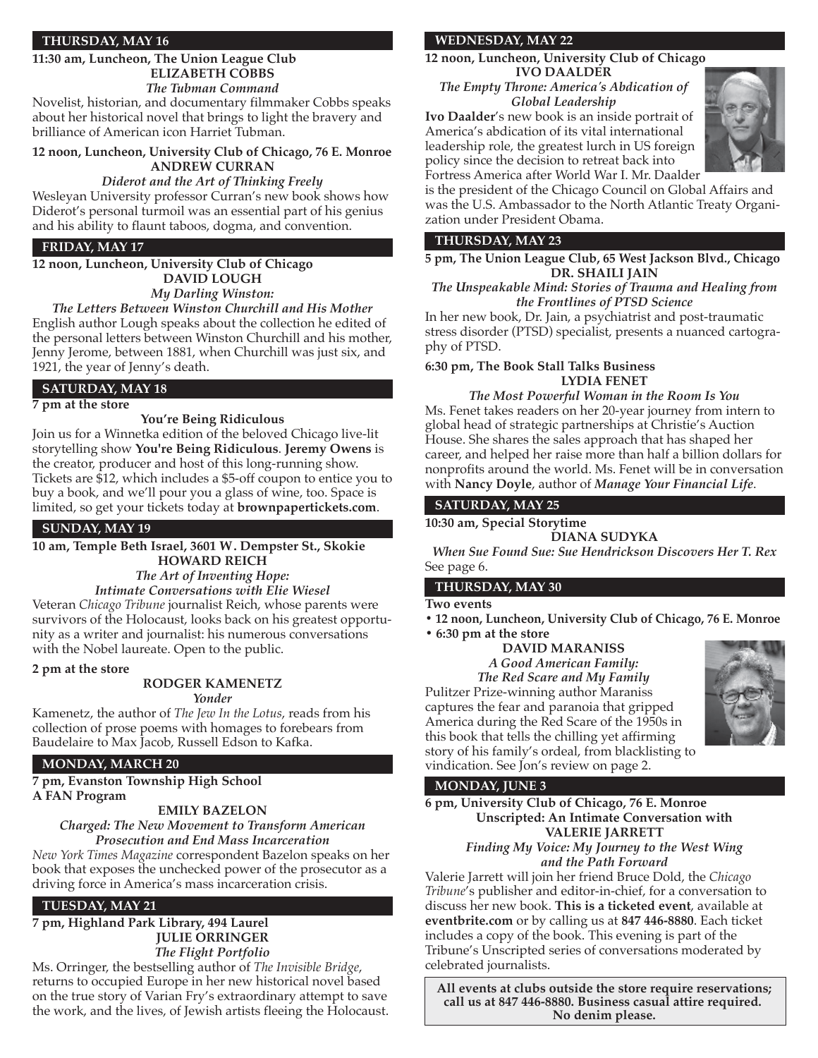## THURSDAY, MAY 16

**11:30 am, Luncheon, The Union League Club**
**ELIZABETH COBBS**
***The Tubman Command***

Novelist, historian, and documentary filmmaker Cobbs speaks about her historical novel that brings to light the bravery and brilliance of American icon Harriet Tubman.

**12 noon, Luncheon, University Club of Chicago, 76 E. Monroe**
**ANDREW CURRAN**
***Diderot and the Art of Thinking Freely***

Wesleyan University professor Curran's new book shows how Diderot's personal turmoil was an essential part of his genius and his ability to flaunt taboos, dogma, and convention.

## FRIDAY, MAY 17

**12 noon, Luncheon, University Club of Chicago**
**DAVID LOUGH**
***My Darling Winston:***
***The Letters Between Winston Churchill and His Mother***

English author Lough speaks about the collection he edited of the personal letters between Winston Churchill and his mother, Jenny Jerome, between 1881, when Churchill was just six, and 1921, the year of Jenny's death.

## SATURDAY, MAY 18

**7 pm at the store**
**You're Being Ridiculous**

Join us for a Winnetka edition of the beloved Chicago live-lit storytelling show **You're Being Ridiculous**. **Jeremy Owens** is the creator, producer and host of this long-running show. Tickets are $12, which includes a $5-off coupon to entice you to buy a book, and we'll pour you a glass of wine, too. Space is limited, so get your tickets today at **brownpapertickets.com**.

## SUNDAY, MAY 19

**10 am, Temple Beth Israel, 3601 W. Dempster St., Skokie**
**HOWARD REICH**
***The Art of Inventing Hope:***
***Intimate Conversations with Elie Wiesel***

Veteran *Chicago Tribune* journalist Reich, whose parents were survivors of the Holocaust, looks back on his greatest opportunity as a writer and journalist: his numerous conversations with the Nobel laureate. Open to the public.

**2 pm at the store**
**RODGER KAMENETZ**
***Yonder***

Kamenetz, the author of *The Jew In the Lotus*, reads from his collection of prose poems with homages to forebears from Baudelaire to Max Jacob, Russell Edson to Kafka.

## MONDAY, MARCH 20

**7 pm, Evanston Township High School**
**A FAN Program**
**EMILY BAZELON**
***Charged: The New Movement to Transform American Prosecution and End Mass Incarceration***

*New York Times Magazine* correspondent Bazelon speaks on her book that exposes the unchecked power of the prosecutor as a driving force in America's mass incarceration crisis.

## TUESDAY, MAY 21

**7 pm, Highland Park Library, 494 Laurel**
**JULIE ORRINGER**
***The Flight Portfolio***

Ms. Orringer, the bestselling author of *The Invisible Bridge*, returns to occupied Europe in her new historical novel based on the true story of Varian Fry's extraordinary attempt to save the work, and the lives, of Jewish artists fleeing the Holocaust.

## WEDNESDAY, MAY 22

**12 noon, Luncheon, University Club of Chicago**
**IVO DAALDER**
***The Empty Throne: America's Abdication of Global Leadership***

**Ivo Daalder**'s new book is an inside portrait of America's abdication of its vital international leadership role, the greatest lurch in US foreign policy since the decision to retreat back into Fortress America after World War I. Mr. Daalder is the president of the Chicago Council on Global Affairs and was the U.S. Ambassador to the North Atlantic Treaty Organization under President Obama.

## THURSDAY, MAY 23

**5 pm, The Union League Club, 65 West Jackson Blvd., Chicago**
**DR. SHAILI JAIN**
***The Unspeakable Mind: Stories of Trauma and Healing from the Frontlines of PTSD Science***

In her new book, Dr. Jain, a psychiatrist and post-traumatic stress disorder (PTSD) specialist, presents a nuanced cartography of PTSD.

**6:30 pm, The Book Stall Talks Business**
**LYDIA FENET**
***The Most Powerful Woman in the Room Is You***

Ms. Fenet takes readers on her 20-year journey from intern to global head of strategic partnerships at Christie's Auction House. She shares the sales approach that has shaped her career, and helped her raise more than half a billion dollars for nonprofits around the world. Ms. Fenet will be in conversation with **Nancy Doyle**, author of *Manage Your Financial Life*.

## SATURDAY, MAY 25

**10:30 am, Special Storytime**
**DIANA SUDYKA**
***When Sue Found Sue: Sue Hendrickson Discovers Her T. Rex***

See page 6.

## THURSDAY, MAY 30

**Two events**

- **12 noon, Luncheon, University Club of Chicago, 76 E. Monroe**
- **6:30 pm at the store**

**DAVID MARANISS**
***A Good American Family:***
***The Red Scare and My Family***

Pulitzer Prize-winning author Maraniss captures the fear and paranoia that gripped America during the Red Scare of the 1950s in this book that tells the chilling yet affirming story of his family's ordeal, from blacklisting to vindication. See Jon's review on page 2.

## MONDAY, JUNE 3

**6 pm, University Club of Chicago, 76 E. Monroe**
**Unscripted: An Intimate Conversation with**
**VALERIE JARRETT**
***Finding My Voice: My Journey to the West Wing and the Path Forward***

Valerie Jarrett will join her friend Bruce Dold, the *Chicago Tribune*'s publisher and editor-in-chief, for a conversation to discuss her new book. **This is a ticketed event**, available at **eventbrite.com** or by calling us at **847 446-8880**. Each ticket includes a copy of the book. This evening is part of the Tribune's Unscripted series of conversations moderated by celebrated journalists.

**All events at clubs outside the store require reservations; call us at 847 446-8880. Business casual attire required. No denim please.**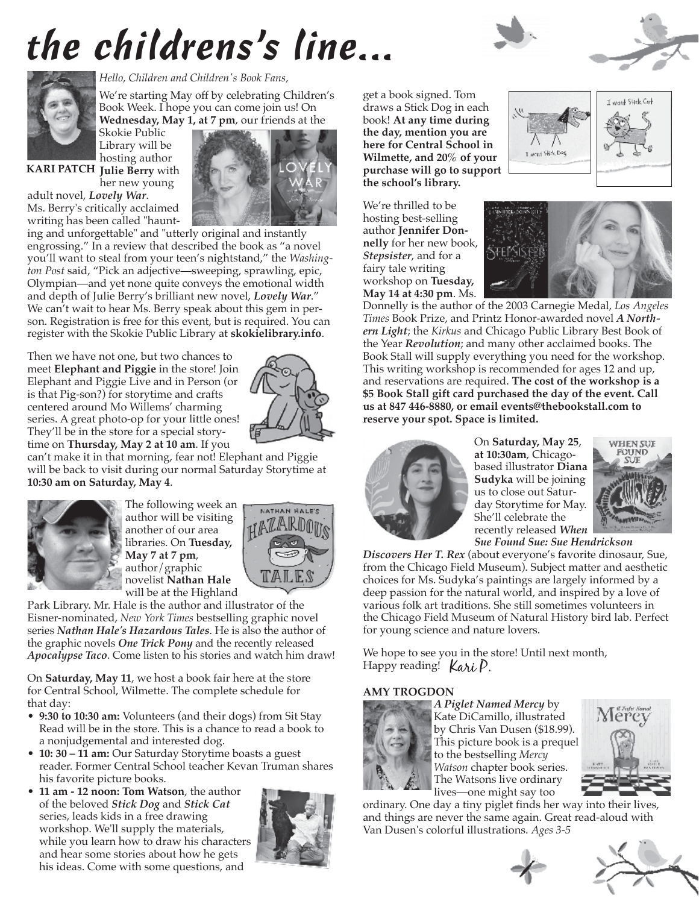# the childrens's line...

*Hello, Children and Children's Book Fans,*

**KARI PATCH**

We're starting May off by celebrating Children's Book Week. I hope you can come join us! On **Wednesday, May 1, at 7 pm**, our friends at the Skokie Public Library will be hosting author **Julie Berry** with her new young adult novel, ***Lovely War***. Ms. Berry's critically acclaimed writing has been called "haunting and unforgettable" and "utterly original and instantly engrossing." In a review that described the book as "a novel you'll want to steal from your teen's nightstand," the *Washington Post* said, "Pick an adjective—sweeping, sprawling, epic, Olympian—and yet none quite conveys the emotional width and depth of Julie Berry's brilliant new novel, ***Lovely War***." We can't wait to hear Ms. Berry speak about this gem in person. Registration is free for this event, but is required. You can register with the Skokie Public Library at **skokielibrary.info**.

Then we have not one, but two chances to meet **Elephant and Piggie** in the store! Join Elephant and Piggie Live and in Person (or is that Pig-son?) for storytime and crafts centered around Mo Willems' charming series. A great photo-op for your little ones! They'll be in the store for a special storytime on **Thursday, May 2 at 10 am**. If you can't make it in that morning, fear not! Elephant and Piggie will be back to visit during our normal Saturday Storytime at **10:30 am on Saturday, May 4**.

The following week an author will be visiting another of our area libraries. On **Tuesday, May 7 at 7 pm**, author/graphic novelist **Nathan Hale** will be at the Highland Park Library. Mr. Hale is the author and illustrator of the Eisner-nominated, *New York Times* bestselling graphic novel series ***Nathan Hale's Hazardous Tales***. He is also the author of the graphic novels ***One Trick Pony*** and the recently released ***Apocalypse Taco***. Come listen to his stories and watch him draw!

On **Saturday, May 11**, we host a book fair here at the store for Central School, Wilmette. The complete schedule for that day:

- **9:30 to 10:30 am:** Volunteers (and their dogs) from Sit Stay Read will be in the store. This is a chance to read a book to a nonjudgemental and interested dog.
- **10: 30 – 11 am:** Our Saturday Storytime boasts a guest reader. Former Central School teacher Kevan Truman shares his favorite picture books.
- **11 am - 12 noon: Tom Watson**, the author of the beloved ***Stick Dog*** and ***Stick Cat*** series, leads kids in a free drawing workshop. We'll supply the materials, while you learn how to draw his characters and hear some stories about how he gets his ideas. Come with some questions, and get a book signed. Tom draws a Stick Dog in each book! **At any time during the day, mention you are here for Central School in Wilmette, and 20% of your purchase will go to support the school's library.**

We're thrilled to be hosting best-selling author **Jennifer Donnelly** for her new book, ***Stepsister***, and for a fairy tale writing workshop on **Tuesday, May 14 at 4:30 pm**. Ms. Donnelly is the author of the 2003 Carnegie Medal, *Los Angeles Times* Book Prize, and Printz Honor-awarded novel ***A Northern Light***; the *Kirkus* and Chicago Public Library Best Book of the Year ***Revolution***; and many other acclaimed books. The Book Stall will supply everything you need for the workshop. This writing workshop is recommended for ages 12 and up, and reservations are required. **The cost of the workshop is a $5 Book Stall gift card purchased the day of the event. Call us at 847 446-8880, or email events@thebookstall.com to reserve your spot. Space is limited.**

On **Saturday, May 25**, **at 10:30am**, Chicago-based illustrator **Diana Sudyka** will be joining us to close out Saturday Storytime for May. She'll celebrate the recently released ***When Sue Found Sue: Sue Hendrickson Discovers Her T. Rex*** (about everyone's favorite dinosaur, Sue, from the Chicago Field Museum). Subject matter and aesthetic choices for Ms. Sudyka's paintings are largely informed by a deep passion for the natural world, and inspired by a love of various folk art traditions. She still sometimes volunteers in the Chicago Field Museum of Natural History bird lab. Perfect for young science and nature lovers.

We hope to see you in the store! Until next month,
Happy reading! *Kari P.*

**AMY TROGDON**

***A Piglet Named Mercy*** by Kate DiCamillo, illustrated by Chris Van Dusen ($18.99). This picture book is a prequel to the bestselling *Mercy Watson* chapter book series. The Watsons live ordinary lives—one might say too ordinary. One day a tiny piglet finds her way into their lives, and things are never the same again. Great read-aloud with Van Dusen's colorful illustrations. *Ages 3-5*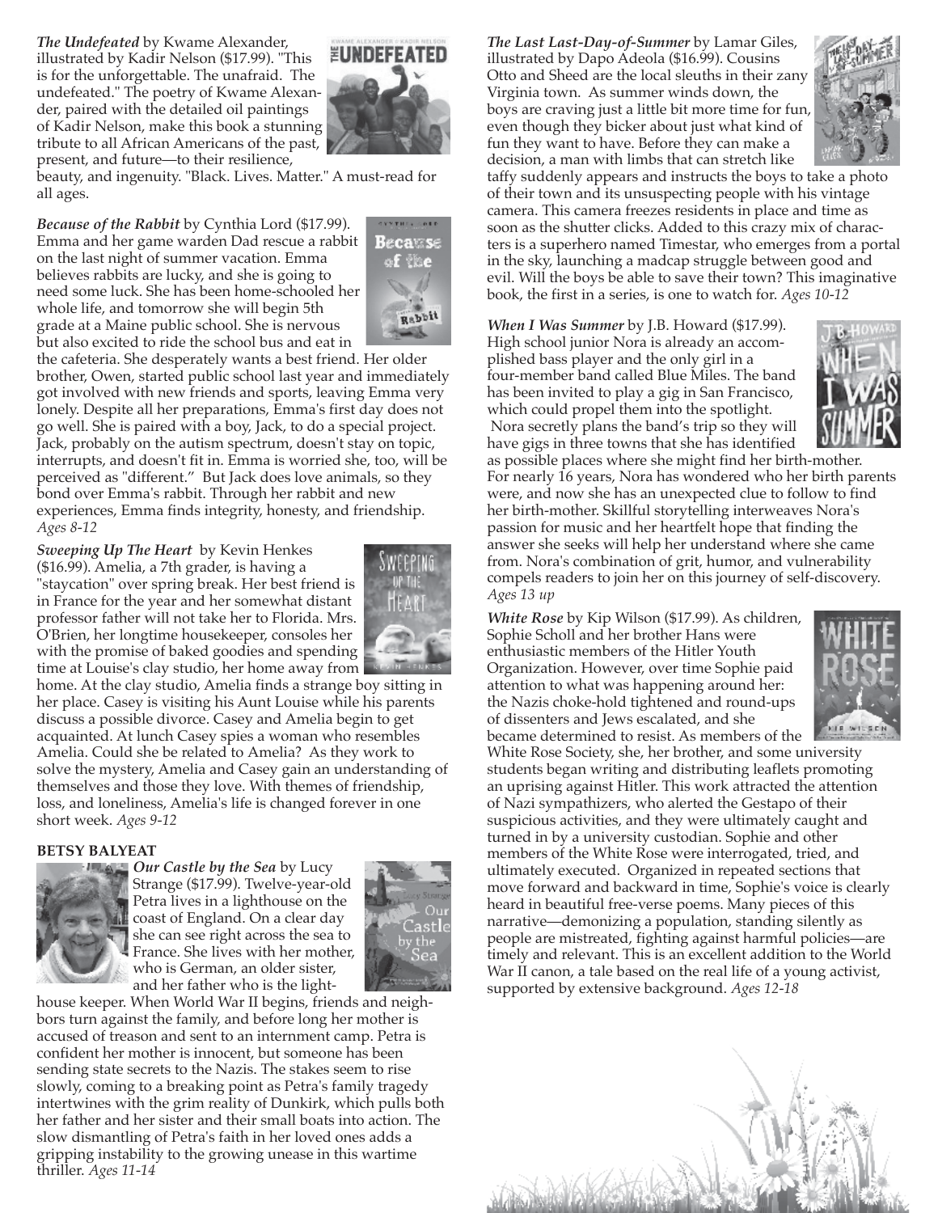***The Undefeated*** by Kwame Alexander, illustrated by Kadir Nelson ($17.99). "This is for the unforgettable. The unafraid. The undefeated." The poetry of Kwame Alexander, paired with the detailed oil paintings of Kadir Nelson, make this book a stunning tribute to all African Americans of the past, present, and future—to their resilience, beauty, and ingenuity. "Black. Lives. Matter." A must-read for all ages.

***Because of the Rabbit*** by Cynthia Lord ($17.99). Emma and her game warden Dad rescue a rabbit on the last night of summer vacation. Emma believes rabbits are lucky, and she is going to need some luck. She has been home-schooled her whole life, and tomorrow she will begin 5th grade at a Maine public school. She is nervous but also excited to ride the school bus and eat in the cafeteria. She desperately wants a best friend. Her older brother, Owen, started public school last year and immediately got involved with new friends and sports, leaving Emma very lonely. Despite all her preparations, Emma's first day does not go well. She is paired with a boy, Jack, to do a special project. Jack, probably on the autism spectrum, doesn't stay on topic, interrupts, and doesn't fit in. Emma is worried she, too, will be perceived as "different." But Jack does love animals, so they bond over Emma's rabbit. Through her rabbit and new experiences, Emma finds integrity, honesty, and friendship. *Ages 8-12*

***Sweeping Up The Heart*** by Kevin Henkes ($16.99). Amelia, a 7th grader, is having a "staycation" over spring break. Her best friend is in France for the year and her somewhat distant professor father will not take her to Florida. Mrs. O'Brien, her longtime housekeeper, consoles her with the promise of baked goodies and spending time at Louise's clay studio, her home away from home. At the clay studio, Amelia finds a strange boy sitting in her place. Casey is visiting his Aunt Louise while his parents discuss a possible divorce. Casey and Amelia begin to get acquainted. At lunch Casey spies a woman who resembles Amelia. Could she be related to Amelia? As they work to solve the mystery, Amelia and Casey gain an understanding of themselves and those they love. With themes of friendship, loss, and loneliness, Amelia's life is changed forever in one short week. *Ages 9-12*

**BETSY BALYEAT**

***Our Castle by the Sea*** by Lucy Strange ($17.99). Twelve-year-old Petra lives in a lighthouse on the coast of England. On a clear day she can see right across the sea to France. She lives with her mother, who is German, an older sister, and her father who is the lighthouse keeper. When World War II begins, friends and neighbors turn against the family, and before long her mother is accused of treason and sent to an internment camp. Petra is confident her mother is innocent, but someone has been sending state secrets to the Nazis. The stakes seem to rise slowly, coming to a breaking point as Petra's family tragedy intertwines with the grim reality of Dunkirk, which pulls both her father and her sister and their small boats into action. The slow dismantling of Petra's faith in her loved ones adds a gripping instability to the growing unease in this wartime thriller. *Ages 11-14*

***The Last Last-Day-of-Summer*** by Lamar Giles, illustrated by Dapo Adeola ($16.99). Cousins Otto and Sheed are the local sleuths in their zany Virginia town. As summer winds down, the boys are craving just a little bit more time for fun, even though they bicker about just what kind of fun they want to have. Before they can make a decision, a man with limbs that can stretch like taffy suddenly appears and instructs the boys to take a photo of their town and its unsuspecting people with his vintage camera. This camera freezes residents in place and time as soon as the shutter clicks. Added to this crazy mix of characters is a superhero named Timestar, who emerges from a portal in the sky, launching a madcap struggle between good and evil. Will the boys be able to save their town? This imaginative book, the first in a series, is one to watch for. *Ages 10-12*

***When I Was Summer*** by J.B. Howard ($17.99). High school junior Nora is already an accomplished bass player and the only girl in a four-member band called Blue Miles. The band has been invited to play a gig in San Francisco, which could propel them into the spotlight. Nora secretly plans the band's trip so they will have gigs in three towns that she has identified as possible places where she might find her birth-mother. For nearly 16 years, Nora has wondered who her birth parents were, and now she has an unexpected clue to follow to find her birth-mother. Skillful storytelling interweaves Nora's passion for music and her heartfelt hope that finding the answer she seeks will help her understand where she came from. Nora's combination of grit, humor, and vulnerability compels readers to join her on this journey of self-discovery. *Ages 13 up*

***White Rose*** by Kip Wilson ($17.99). As children, Sophie Scholl and her brother Hans were enthusiastic members of the Hitler Youth Organization. However, over time Sophie paid attention to what was happening around her: the Nazis choke-hold tightened and round-ups of dissenters and Jews escalated, and she became determined to resist. As members of the White Rose Society, she, her brother, and some university students began writing and distributing leaflets promoting an uprising against Hitler. This work attracted the attention of Nazi sympathizers, who alerted the Gestapo of their suspicious activities, and they were ultimately caught and turned in by a university custodian. Sophie and other members of the White Rose were interrogated, tried, and ultimately executed. Organized in repeated sections that move forward and backward in time, Sophie's voice is clearly heard in beautiful free-verse poems. Many pieces of this narrative—demonizing a population, standing silently as people are mistreated, fighting against harmful policies—are timely and relevant. This is an excellent addition to the World War II canon, a tale based on the real life of a young activist, supported by extensive background. *Ages 12-18*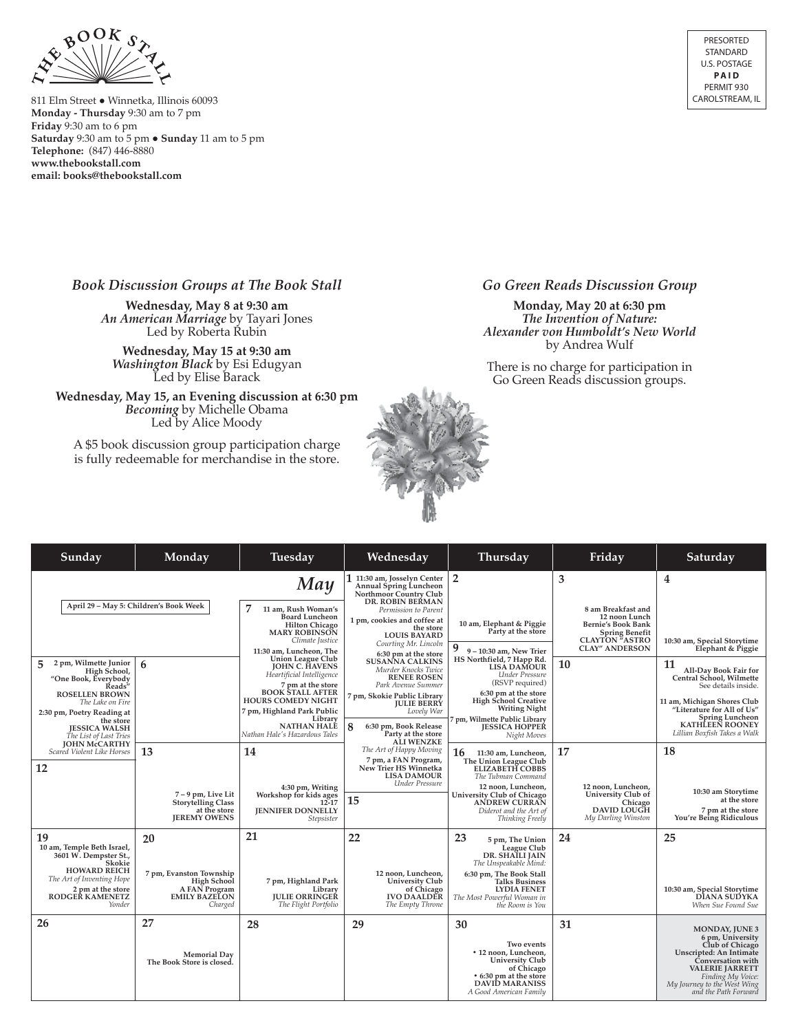THE BOOK STALL

811 Elm Street • Winnetka, Illinois 60093
**Monday - Thursday** 9:30 am to 7 pm
**Friday** 9:30 am to 6 pm
**Saturday** 9:30 am to 5 pm • **Sunday** 11 am to 5 pm
**Telephone:** (847) 446-8880
**www.thebookstall.com**
**email: books@thebookstall.com**

PRESORTED
STANDARD
U.S. POSTAGE
**PAID**
PERMIT 930
CAROLSTREAM, IL

## *Book Discussion Groups at The Book Stall*

**Wednesday, May 8 at 9:30 am**
*An American Marriage* by Tayari Jones
Led by Roberta Rubin

**Wednesday, May 15 at 9:30 am**
*Washington Black* by Esi Edugyan
Led by Elise Barack

**Wednesday, May 15, an Evening discussion at 6:30 pm**
*Becoming* by Michelle Obama
Led by Alice Moody

A $5 book discussion group participation charge is fully redeemable for merchandise in the store.

## *Go Green Reads Discussion Group*

**Monday, May 20 at 6:30 pm**
*The Invention of Nature: Alexander von Humboldt's New World*
by Andrea Wulf

There is no charge for participation in Go Green Reads discussion groups.

## *May*

April 29 – May 5: Children's Book Week

| Sunday | Monday | Tuesday | Wednesday | Thursday | Friday | Saturday |
|---|---|---|---|---|---|---|
| | | | **1** 11:30 am, Josselyn Center Annual Spring Luncheon Northmoor Country Club **DR. ROBIN BERMAN** *Permission to Parent*; 1 pm, cookies and coffee at the store **LOUIS BAYARD** *Courting Mr. Lincoln*; 6:30 pm at the store **SUSANNA CALKINS** *Murder Knocks Twice* **RENEE ROSEN** *Park Avenue Summer*; 7 pm, Skokie Public Library **JULIE BERRY** *Lovely War* | **2** 10 am, Elephant & Piggie Party at the store | **3** 8 am Breakfast and 12 noon Lunch Bernie's Book Bank Spring Benefit **CLAYTON "ASTRO CLAY" ANDERSON** | **4** 10:30 am, Special Storytime Elephant & Piggie |
| **5** 2 pm, Wilmette Junior High School, "One Book, Everybody Reads" **ROSELLEN BROWN** *The Lake on Fire*; 2:30 pm, Poetry Reading at the store **JESSICA WALSH** *The List of Last Tries* **JOHN McCARTHY** *Scared Violent Like Horses* | **6** | **7** 11 am, Rush Woman's Board Luncheon Hilton Chicago **MARY ROBINSON** *Climate Justice*; 11:30 am, Luncheon, The Union League Club **JOHN C. HAVENS** *Heartificial Intelligence*; 7 pm at the store **BOOK STALL AFTER HOURS COMEDY NIGHT**; 7 pm, Highland Park Public Library **NATHAN HALE** *Nathan Hale's Hazardous Tales* | **8** 6:30 pm, Book Release Party at the store **ALI WENZKE** *The Art of Happy Moving*; 7 pm, a FAN Program, New Trier HS Winnetka **LISA DAMOUR** *Under Pressure* | **9** 9 – 10:30 am, New Trier HS Northfield, 7 Happ Rd. **LISA DAMOUR** *Under Pressure* (RSVP required); 6:30 pm at the store High School Creative Writing Night; 7 pm, Wilmette Public Library **JESSICA HOPPER** *Night Moves* | **10** | **11** All-Day Book Fair for Central School, Wilmette See details inside.; 11 am, Michigan Shores Club "Literature for All of Us" Spring Luncheon **KATHLEEN ROONEY** *Lillian Boxfish Takes a Walk* |
| **12** | **13** 7 – 9 pm, Live Lit Storytelling Class at the store **JEREMY OWENS** | **14** 4:30 pm, Writing Workshop for kids ages 12-17 **JENNIFER DONNELLY** *Stepsister* | **15** | **16** 11:30 am, Luncheon, The Union League Club **ELIZABETH COBBS** *The Tubman Command*; 12 noon, Luncheon, University Club of Chicago **ANDREW CURRAN** *Diderot and the Art of Thinking Freely* | **17** 12 noon, Luncheon, University Club of Chicago **DAVID LOUGH** *My Darling Winston* | **18** 10:30 am Storytime at the store; 7 pm at the store You're Being Ridiculous |
| **19** 10 am, Temple Beth Israel, 3601 W. Dempster St., Skokie **HOWARD REICH** *The Art of Inventing Hope*; 2 pm at the store **RODGER KAMENETZ** *Yonder* | **20** 7 pm, Evanston Township High School A FAN Program **EMILY BAZELON** *Charged* | **21** 7 pm, Highland Park Library **JULIE ORRINGER** *The Flight Portfolio* | **22** 12 noon, Luncheon, University Club of Chicago **IVO DAALDER** *The Empty Throne* | **23** 5 pm, The Union League Club **DR. SHAILI JAIN** *The Unspeakable Mind*; 6:30 pm, The Book Stall Talks Business **LYDIA FENET** *The Most Powerful Woman in the Room is You* | **24** | **25** 10:30 am, Special Storytime **DIANA SUDYKA** *When Sue Found Sue* |
| **26** | **27** Memorial Day The Book Store is closed. | **28** | **29** | **30** Two events • 12 noon, Luncheon, University Club of Chicago • 6:30 pm at the store **DAVID MARANISS** *A Good American Family* | **31** | **MONDAY, JUNE 3** 6 pm, University Club of Chicago Unscripted: An Intimate Conversation with **VALERIE JARRETT** *Finding My Voice: My Journey to the West Wing and the Path Forward* |